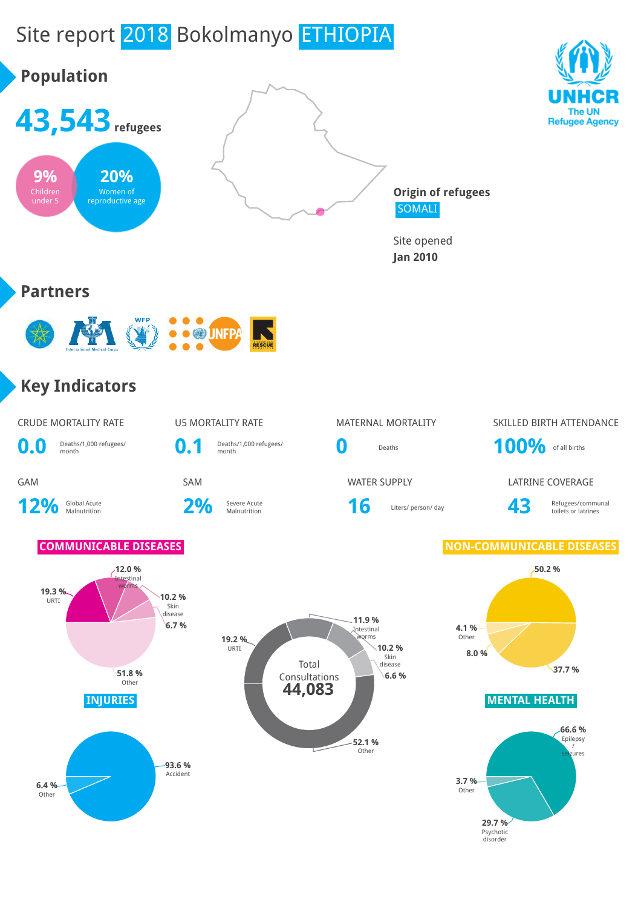# Site report 2018 Bokolmanyo ETHIOPIA

UNHCR
The UN Refugee Agency

## Population

**43,543** refugees

**9%** Children under 5

**20%** Women of reproductive age

**Origin of refugees**
SOMALI

Site opened
**Jan 2010**

## Partners

## Key Indicators

| CRUDE MORTALITY RATE | U5 MORTALITY RATE | MATERNAL MORTALITY | SKILLED BIRTH ATTENDANCE |
|---|---|---|---|
| **0.0** Deaths/1,000 refugees/ month | **0.1** Deaths/1,000 refugees/ month | **0** Deaths | **100%** of all births |

| GAM | SAM | WATER SUPPLY | LATRINE COVERAGE |
|---|---|---|---|
| **12%** Global Acute Malnutrition | **2%** Severe Acute Malnutrition | **16** Liters/ person/ day | **43** Refugees/communal toilets or latrines |

### COMMUNICABLE DISEASES

- 19.3 % URTI
- 12.0 % Intestinal worms
- 10.2 % Skin disease
- 6.7 %
- 51.8 % Other

### Total Consultations 44,083

- 19.2 % URTI
- 11.9 % Intestinal worms
- 10.2 % Skin disease
- 6.6 %
- 52.1 % Other

### NON-COMMUNICABLE DISEASES

- 50.2 %
- 37.7 %
- 8.0 %
- 4.1 % Other

### INJURIES

- 93.6 % Accident
- 6.4 % Other

### MENTAL HEALTH

- 66.6 % Epilepsy / seizures
- 29.7 % Psychotic disorder
- 3.7 % Other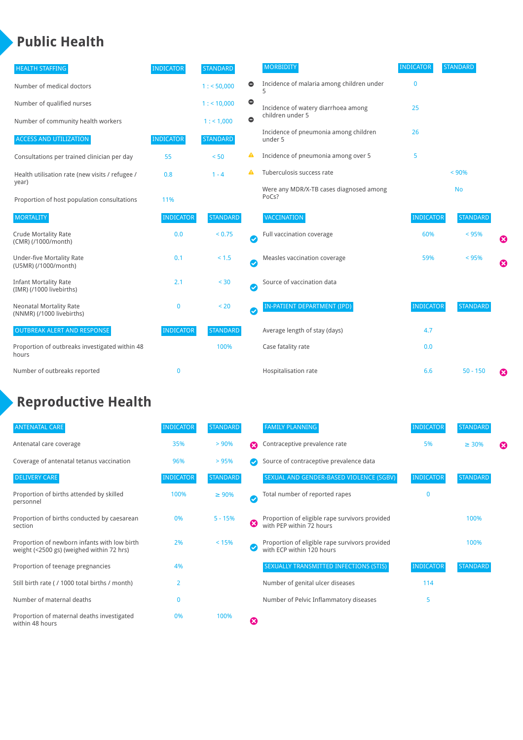# Public Health

| HEALTH STAFFING | INDICATOR | STANDARD | |
|---|---|---|---|
| Number of medical doctors | | 1 : < 50,000 | ⊖ |
| Number of qualified nurses | | 1 : < 10,000 | ⊖ |
| Number of community health workers | | 1 : < 1,000 | ⊖ |

| ACCESS AND UTILIZATION | INDICATOR | STANDARD | |
|---|---|---|---|
| Consultations per trained clinician per day | 55 | < 50 | ⚠ |
| Health utilisation rate (new visits / refugee / year) | 0.8 | 1 - 4 | ⚠ |
| Proportion of host population consultations | 11% | | |

| MORTALITY | INDICATOR | STANDARD | |
|---|---|---|---|
| Crude Mortality Rate (CMR) (/1000/month) | 0.0 | < 0.75 | ✔ |
| Under-five Mortality Rate (U5MR) (/1000/month) | 0.1 | < 1.5 | ✔ |
| Infant Mortality Rate (IMR) (/1000 livebirths) | 2.1 | < 30 | ✔ |
| Neonatal Mortality Rate (NNMR) (/1000 livebirths) | 0 | < 20 | ✔ |

| OUTBREAK ALERT AND RESPONSE | INDICATOR | STANDARD |
|---|---|---|
| Proportion of outbreaks investigated within 48 hours | | 100% |
| Number of outbreaks reported | 0 | |

| MORBIDITY | INDICATOR | STANDARD |
|---|---|---|
| Incidence of malaria among children under 5 | 0 | |
| Incidence of watery diarrhoea among children under 5 | 25 | |
| Incidence of pneumonia among children under 5 | 26 | |
| Incidence of pneumonia among over 5 | 5 | |
| Tuberculosis success rate | | < 90% |
| Were any MDR/X-TB cases diagnosed among PoCs? | | No |

| VACCINATION | INDICATOR | STANDARD | |
|---|---|---|---|
| Full vaccination coverage | 60% | < 95% | ✖ |
| Measles vaccination coverage | 59% | < 95% | ✖ |
| Source of vaccination data | | | |

| IN-PATIENT DEPARTMENT (IPD) | INDICATOR | STANDARD | |
|---|---|---|---|
| Average length of stay (days) | 4.7 | | |
| Case fatality rate | 0.0 | | |
| Hospitalisation rate | 6.6 | 50 - 150 | ✖ |

# Reproductive Health

| ANTENATAL CARE | INDICATOR | STANDARD | |
|---|---|---|---|
| Antenatal care coverage | 35% | > 90% | ✖ |
| Coverage of antenatal tetanus vaccination | 96% | > 95% | ✔ |

| DELIVERY CARE | INDICATOR | STANDARD | |
|---|---|---|---|
| Proportion of births attended by skilled personnel | 100% | ≥ 90% | ✔ |
| Proportion of births conducted by caesarean section | 0% | 5 - 15% | ✖ |
| Proportion of newborn infants with low birth weight (<2500 gs) (weighed within 72 hrs) | 2% | < 15% | ✔ |
| Proportion of teenage pregnancies | 4% | | |
| Still birth rate ( / 1000 total births / month) | 2 | | |
| Number of maternal deaths | 0 | | |
| Proportion of maternal deaths investigated within 48 hours | 0% | 100% | ✖ |

| FAMILY PLANNING | INDICATOR | STANDARD | |
|---|---|---|---|
| Contraceptive prevalence rate | 5% | ≥ 30% | ✖ |
| Source of contraceptive prevalence data | | | |

| SEXUAL AND GENDER-BASED VIOLENCE (SGBV) | INDICATOR | STANDARD |
|---|---|---|
| Total number of reported rapes | 0 | |
| Proportion of eligible rape survivors provided with PEP within 72 hours | | 100% |
| Proportion of eligible rape survivors provided with ECP within 120 hours | | 100% |

| SEXUALLY TRANSMITTED INFECTIONS (STIS) | INDICATOR | STANDARD |
|---|---|---|
| Number of genital ulcer diseases | 114 | |
| Number of Pelvic Inflammatory diseases | 5 | |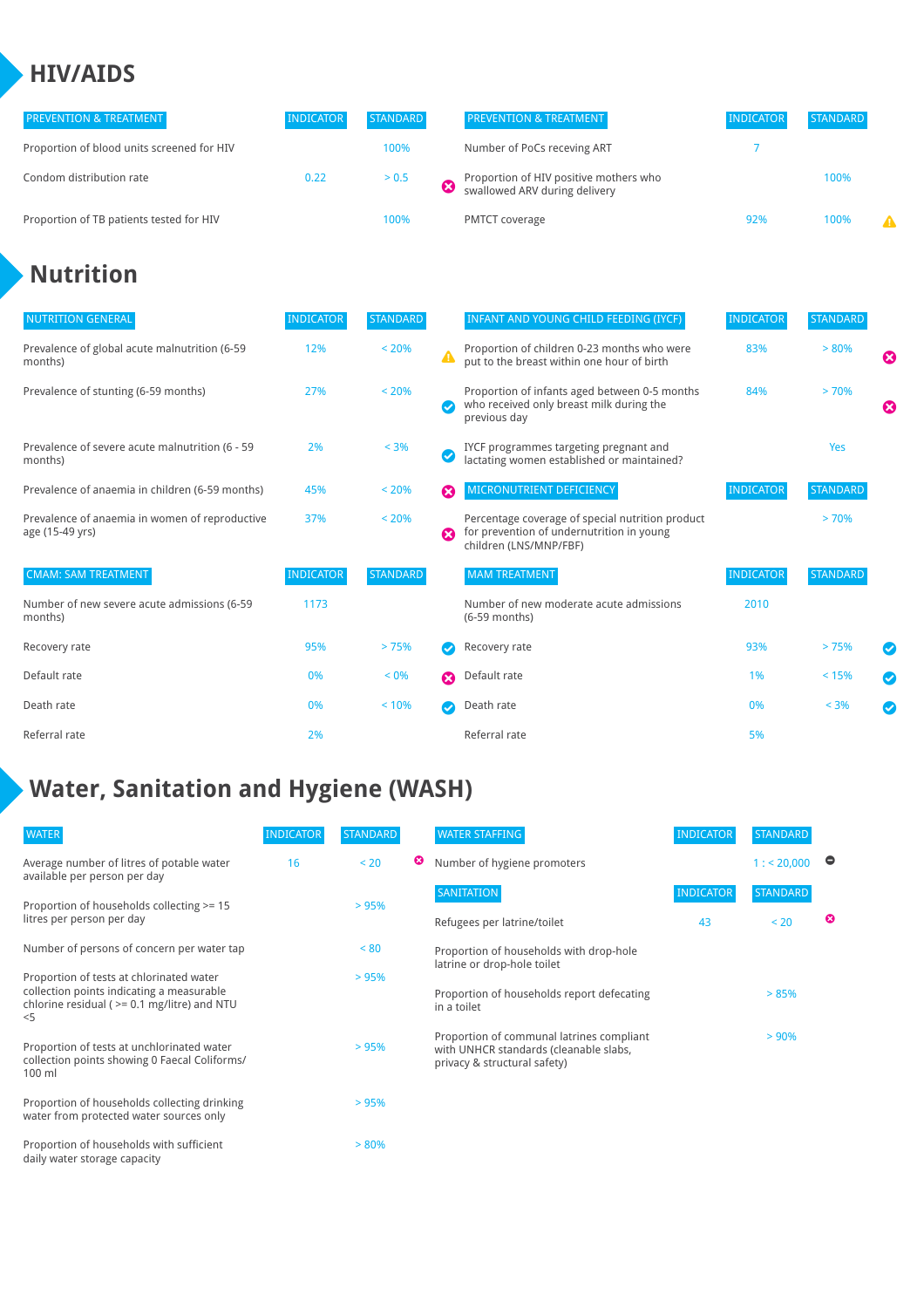# HIV/AIDS

| PREVENTION & TREATMENT | INDICATOR | STANDARD |
|---|---|---|
| Proportion of blood units screened for HIV | | 100% |
| Condom distribution rate | 0.22 | > 0.5 |
| Proportion of TB patients tested for HIV | | 100% |

| PREVENTION & TREATMENT | INDICATOR | STANDARD |
|---|---|---|
| Number of PoCs receving ART | 7 | |
| Proportion of HIV positive mothers who swallowed ARV during delivery | | 100% |
| PMTCT coverage | 92% | 100% |

# Nutrition

| NUTRITION GENERAL | INDICATOR | STANDARD |
|---|---|---|
| Prevalence of global acute malnutrition (6-59 months) | 12% | < 20% |
| Prevalence of stunting (6-59 months) | 27% | < 20% |
| Prevalence of severe acute malnutrition (6 - 59 months) | 2% | < 3% |
| Prevalence of anaemia in children (6-59 months) | 45% | < 20% |
| Prevalence of anaemia in women of reproductive age (15-49 yrs) | 37% | < 20% |

| INFANT AND YOUNG CHILD FEEDING (IYCF) | INDICATOR | STANDARD |
|---|---|---|
| Proportion of children 0-23 months who were put to the breast within one hour of birth | 83% | > 80% |
| Proportion of infants aged between 0-5 months who received only breast milk during the previous day | 84% | > 70% |
| IYCF programmes targeting pregnant and lactating women established or maintained? | | Yes |

| MICRONUTRIENT DEFICIENCY | INDICATOR | STANDARD |
|---|---|---|
| Percentage coverage of special nutrition product for prevention of undernutrition in young children (LNS/MNP/FBF) | | > 70% |

| CMAM: SAM TREATMENT | INDICATOR | STANDARD |
|---|---|---|
| Number of new severe acute admissions (6-59 months) | 1173 | |
| Recovery rate | 95% | > 75% |
| Default rate | 0% | < 0% |
| Death rate | 0% | < 10% |
| Referral rate | 2% | |

| MAM TREATMENT | INDICATOR | STANDARD |
|---|---|---|
| Number of new moderate acute admissions (6-59 months) | 2010 | |
| Recovery rate | 93% | > 75% |
| Default rate | 1% | < 15% |
| Death rate | 0% | < 3% |
| Referral rate | 5% | |

# Water, Sanitation and Hygiene (WASH)

| WATER | INDICATOR | STANDARD |
|---|---|---|
| Average number of litres of potable water available per person per day | 16 | < 20 |
| Proportion of households collecting >= 15 litres per person per day | | > 95% |
| Number of persons of concern per water tap | | < 80 |
| Proportion of tests at chlorinated water collection points indicating a measurable chlorine residual ( >= 0.1 mg/litre) and NTU <5 | | > 95% |
| Proportion of tests at unchlorinated water collection points showing 0 Faecal Coliforms/ 100 ml | | > 95% |
| Proportion of households collecting drinking water from protected water sources only | | > 95% |
| Proportion of households with sufficient daily water storage capacity | | > 80% |

| WATER STAFFING | INDICATOR | STANDARD |
|---|---|---|
| Number of hygiene promoters | | 1 : < 20,000 |

| SANITATION | INDICATOR | STANDARD |
|---|---|---|
| Refugees per latrine/toilet | 43 | < 20 |
| Proportion of households with drop-hole latrine or drop-hole toilet | | |
| Proportion of households report defecating in a toilet | | > 85% |
| Proportion of communal latrines compliant with UNHCR standards (cleanable slabs, privacy & structural safety) | | > 90% |